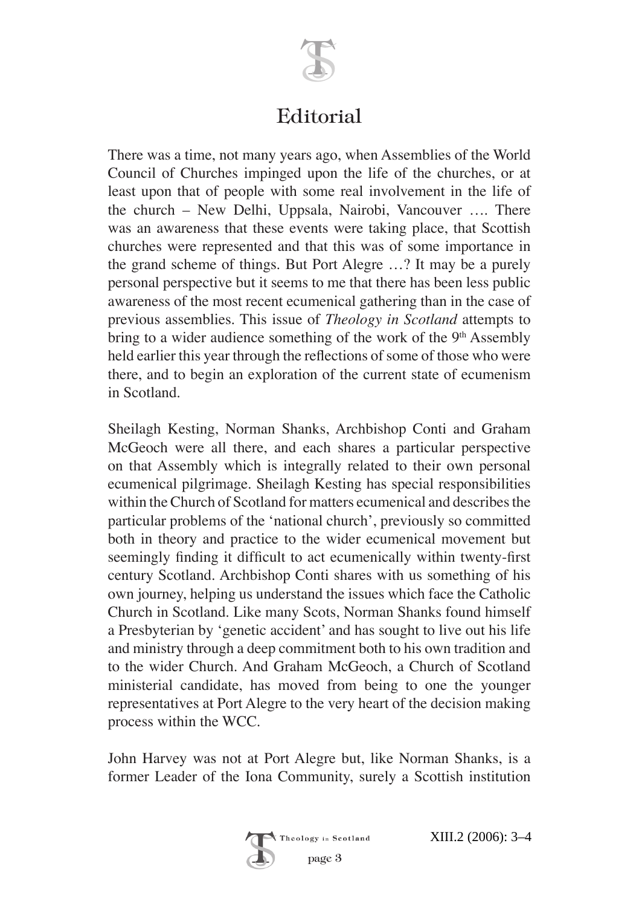# Editorial

There was a time, not many years ago, when Assemblies of the World Council of Churches impinged upon the life of the churches, or at least upon that of people with some real involvement in the life of the church – New Delhi, Uppsala, Nairobi, Vancouver …. There was an awareness that these events were taking place, that Scottish churches were represented and that this was of some importance in the grand scheme of things. But Port Alegre …? It may be a purely personal perspective but it seems to me that there has been less public awareness of the most recent ecumenical gathering than in the case of previous assemblies. This issue of *Theology in Scotland* attempts to bring to a wider audience something of the work of the 9th Assembly held earlier this year through the reflections of some of those who were there, and to begin an exploration of the current state of ecumenism in Scotland.

Sheilagh Kesting, Norman Shanks, Archbishop Conti and Graham McGeoch were all there, and each shares a particular perspective on that Assembly which is integrally related to their own personal ecumenical pilgrimage. Sheilagh Kesting has special responsibilities within the Church of Scotland for matters ecumenical and describes the particular problems of the 'national church', previously so committed both in theory and practice to the wider ecumenical movement but seemingly finding it difficult to act ecumenically within twenty-first century Scotland. Archbishop Conti shares with us something of his own journey, helping us understand the issues which face the Catholic Church in Scotland. Like many Scots, Norman Shanks found himself a Presbyterian by 'genetic accident' and has sought to live out his life and ministry through a deep commitment both to his own tradition and to the wider Church. And Graham McGeoch, a Church of Scotland ministerial candidate, has moved from being to one the younger representatives at Port Alegre to the very heart of the decision making process within the WCC.

John Harvey was not at Port Alegre but, like Norman Shanks, is a former Leader of the Iona Community, surely a Scottish institution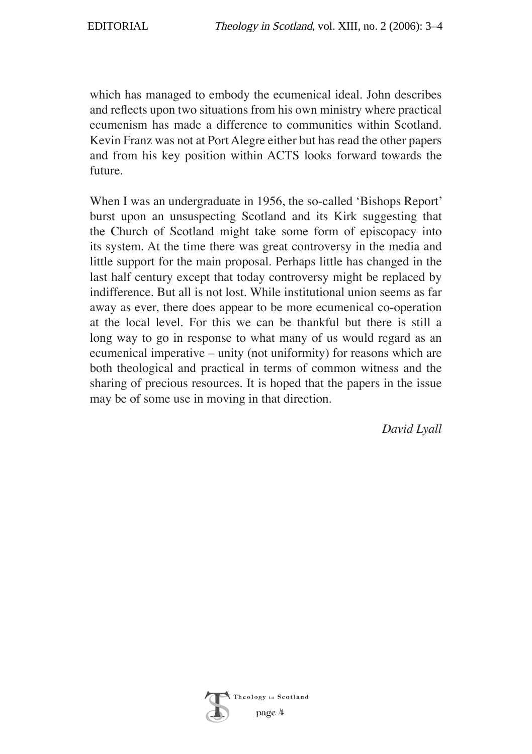which has managed to embody the ecumenical ideal. John describes and reflects upon two situations from his own ministry where practical ecumenism has made a difference to communities within Scotland. Kevin Franz was not at Port Alegre either but has read the other papers and from his key position within ACTS looks forward towards the future.

When I was an undergraduate in 1956, the so-called 'Bishops Report' burst upon an unsuspecting Scotland and its Kirk suggesting that the Church of Scotland might take some form of episcopacy into its system. At the time there was great controversy in the media and little support for the main proposal. Perhaps little has changed in the last half century except that today controversy might be replaced by indifference. But all is not lost. While institutional union seems as far away as ever, there does appear to be more ecumenical co-operation at the local level. For this we can be thankful but there is still a long way to go in response to what many of us would regard as an ecumenical imperative – unity (not uniformity) for reasons which are both theological and practical in terms of common witness and the sharing of precious resources. It is hoped that the papers in the issue may be of some use in moving in that direction.

*David Lyall*